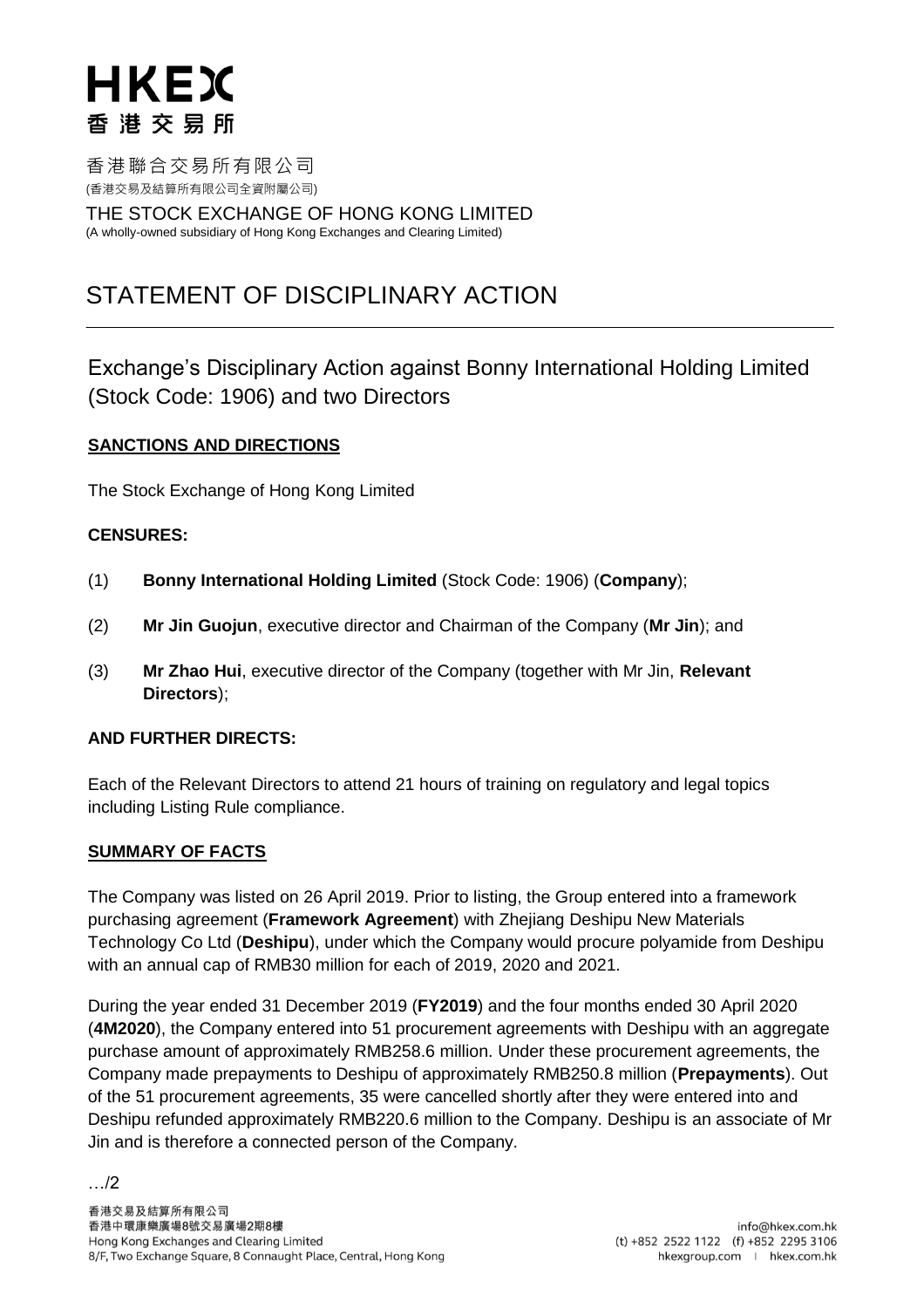# HKEX
香港交易所

香港聯合交易所有限公司
(香港交易及結算所有限公司全資附屬公司)

THE STOCK EXCHANGE OF HONG KONG LIMITED
(A wholly-owned subsidiary of Hong Kong Exchanges and Clearing Limited)

# STATEMENT OF DISCIPLINARY ACTION

## Exchange's Disciplinary Action against Bonny International Holding Limited (Stock Code: 1906) and two Directors

### SANCTIONS AND DIRECTIONS

The Stock Exchange of Hong Kong Limited

**CENSURES:**

(1) **Bonny International Holding Limited** (Stock Code: 1906) (**Company**);

(2) **Mr Jin Guojun**, executive director and Chairman of the Company (**Mr Jin**); and

(3) **Mr Zhao Hui**, executive director of the Company (together with Mr Jin, **Relevant Directors**);

**AND FURTHER DIRECTS:**

Each of the Relevant Directors to attend 21 hours of training on regulatory and legal topics including Listing Rule compliance.

### SUMMARY OF FACTS

The Company was listed on 26 April 2019. Prior to listing, the Group entered into a framework purchasing agreement (**Framework Agreement**) with Zhejiang Deshipu New Materials Technology Co Ltd (**Deshipu**), under which the Company would procure polyamide from Deshipu with an annual cap of RMB30 million for each of 2019, 2020 and 2021.

During the year ended 31 December 2019 (**FY2019**) and the four months ended 30 April 2020 (**4M2020**), the Company entered into 51 procurement agreements with Deshipu with an aggregate purchase amount of approximately RMB258.6 million. Under these procurement agreements, the Company made prepayments to Deshipu of approximately RMB250.8 million (**Prepayments**). Out of the 51 procurement agreements, 35 were cancelled shortly after they were entered into and Deshipu refunded approximately RMB220.6 million to the Company. Deshipu is an associate of Mr Jin and is therefore a connected person of the Company.

…/2

香港交易及結算所有限公司
香港中環康樂廣場8號交易廣場2期8樓
Hong Kong Exchanges and Clearing Limited
8/F, Two Exchange Square, 8 Connaught Place, Central, Hong Kong

info@hkex.com.hk
(t) +852 2522 1122 (f) +852 2295 3106
hkexgroup.com | hkex.com.hk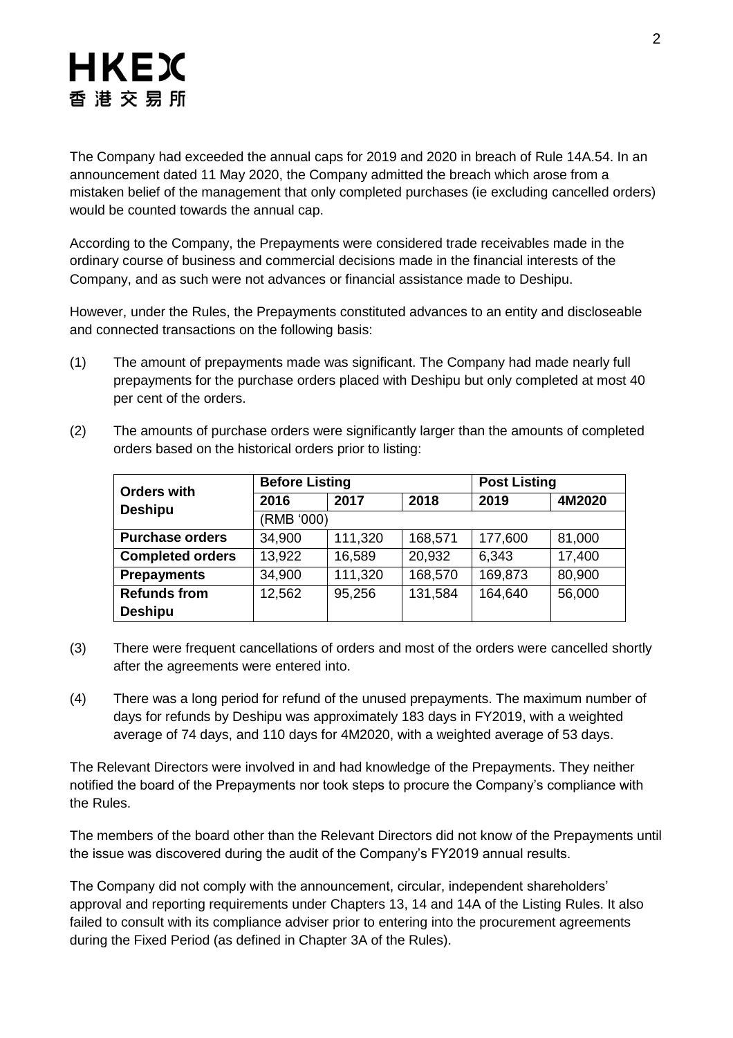The Company had exceeded the annual caps for 2019 and 2020 in breach of Rule 14A.54. In an announcement dated 11 May 2020, the Company admitted the breach which arose from a mistaken belief of the management that only completed purchases (ie excluding cancelled orders) would be counted towards the annual cap.

According to the Company, the Prepayments were considered trade receivables made in the ordinary course of business and commercial decisions made in the financial interests of the Company, and as such were not advances or financial assistance made to Deshipu.

However, under the Rules, the Prepayments constituted advances to an entity and discloseable and connected transactions on the following basis:

(1) The amount of prepayments made was significant. The Company had made nearly full prepayments for the purchase orders placed with Deshipu but only completed at most 40 per cent of the orders.

(2) The amounts of purchase orders were significantly larger than the amounts of completed orders based on the historical orders prior to listing:

| Orders with Deshipu | Before Listing | | | Post Listing | |
|---|---|---|---|---|---|
| | 2016 | 2017 | 2018 | 2019 | 4M2020 |
| | (RMB '000) | | | | |
| **Purchase orders** | 34,900 | 111,320 | 168,571 | 177,600 | 81,000 |
| **Completed orders** | 13,922 | 16,589 | 20,932 | 6,343 | 17,400 |
| **Prepayments** | 34,900 | 111,320 | 168,570 | 169,873 | 80,900 |
| **Refunds from Deshipu** | 12,562 | 95,256 | 131,584 | 164,640 | 56,000 |

(3) There were frequent cancellations of orders and most of the orders were cancelled shortly after the agreements were entered into.

(4) There was a long period for refund of the unused prepayments. The maximum number of days for refunds by Deshipu was approximately 183 days in FY2019, with a weighted average of 74 days, and 110 days for 4M2020, with a weighted average of 53 days.

The Relevant Directors were involved in and had knowledge of the Prepayments. They neither notified the board of the Prepayments nor took steps to procure the Company's compliance with the Rules.

The members of the board other than the Relevant Directors did not know of the Prepayments until the issue was discovered during the audit of the Company's FY2019 annual results.

The Company did not comply with the announcement, circular, independent shareholders' approval and reporting requirements under Chapters 13, 14 and 14A of the Listing Rules. It also failed to consult with its compliance adviser prior to entering into the procurement agreements during the Fixed Period (as defined in Chapter 3A of the Rules).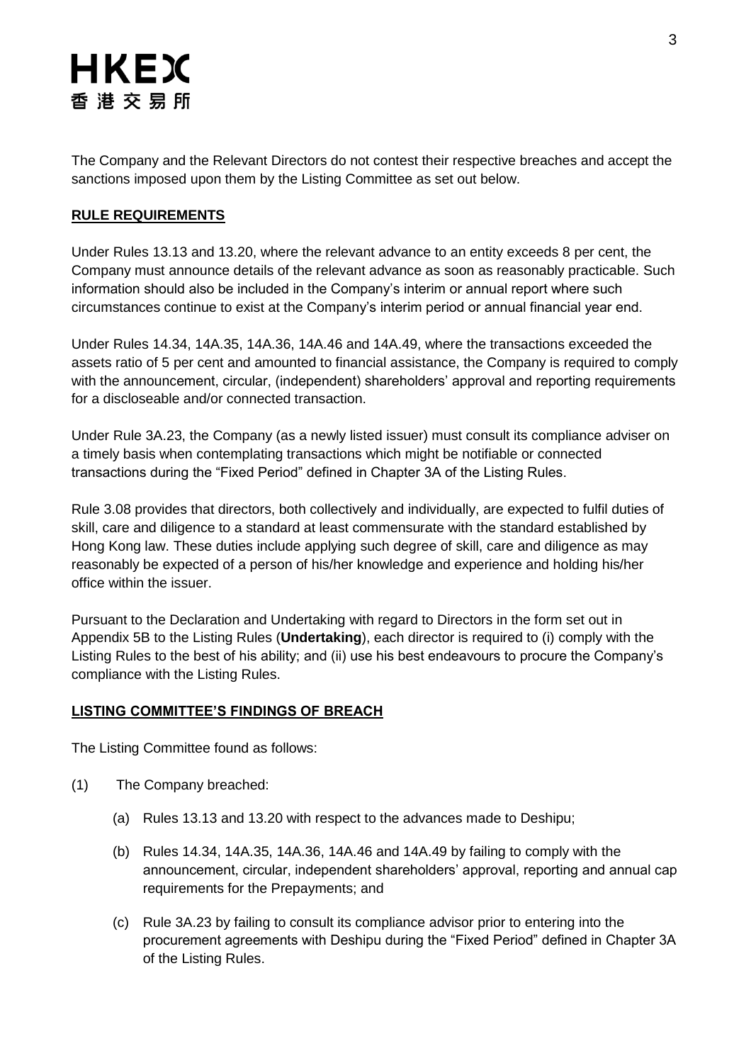The Company and the Relevant Directors do not contest their respective breaches and accept the sanctions imposed upon them by the Listing Committee as set out below.

**RULE REQUIREMENTS**

Under Rules 13.13 and 13.20, where the relevant advance to an entity exceeds 8 per cent, the Company must announce details of the relevant advance as soon as reasonably practicable. Such information should also be included in the Company's interim or annual report where such circumstances continue to exist at the Company's interim period or annual financial year end.

Under Rules 14.34, 14A.35, 14A.36, 14A.46 and 14A.49, where the transactions exceeded the assets ratio of 5 per cent and amounted to financial assistance, the Company is required to comply with the announcement, circular, (independent) shareholders' approval and reporting requirements for a discloseable and/or connected transaction.

Under Rule 3A.23, the Company (as a newly listed issuer) must consult its compliance adviser on a timely basis when contemplating transactions which might be notifiable or connected transactions during the "Fixed Period" defined in Chapter 3A of the Listing Rules.

Rule 3.08 provides that directors, both collectively and individually, are expected to fulfil duties of skill, care and diligence to a standard at least commensurate with the standard established by Hong Kong law. These duties include applying such degree of skill, care and diligence as may reasonably be expected of a person of his/her knowledge and experience and holding his/her office within the issuer.

Pursuant to the Declaration and Undertaking with regard to Directors in the form set out in Appendix 5B to the Listing Rules (**Undertaking**), each director is required to (i) comply with the Listing Rules to the best of his ability; and (ii) use his best endeavours to procure the Company's compliance with the Listing Rules.

**LISTING COMMITTEE'S FINDINGS OF BREACH**

The Listing Committee found as follows:

(1) The Company breached:

   (a) Rules 13.13 and 13.20 with respect to the advances made to Deshipu;

   (b) Rules 14.34, 14A.35, 14A.36, 14A.46 and 14A.49 by failing to comply with the announcement, circular, independent shareholders' approval, reporting and annual cap requirements for the Prepayments; and

   (c) Rule 3A.23 by failing to consult its compliance advisor prior to entering into the procurement agreements with Deshipu during the "Fixed Period" defined in Chapter 3A of the Listing Rules.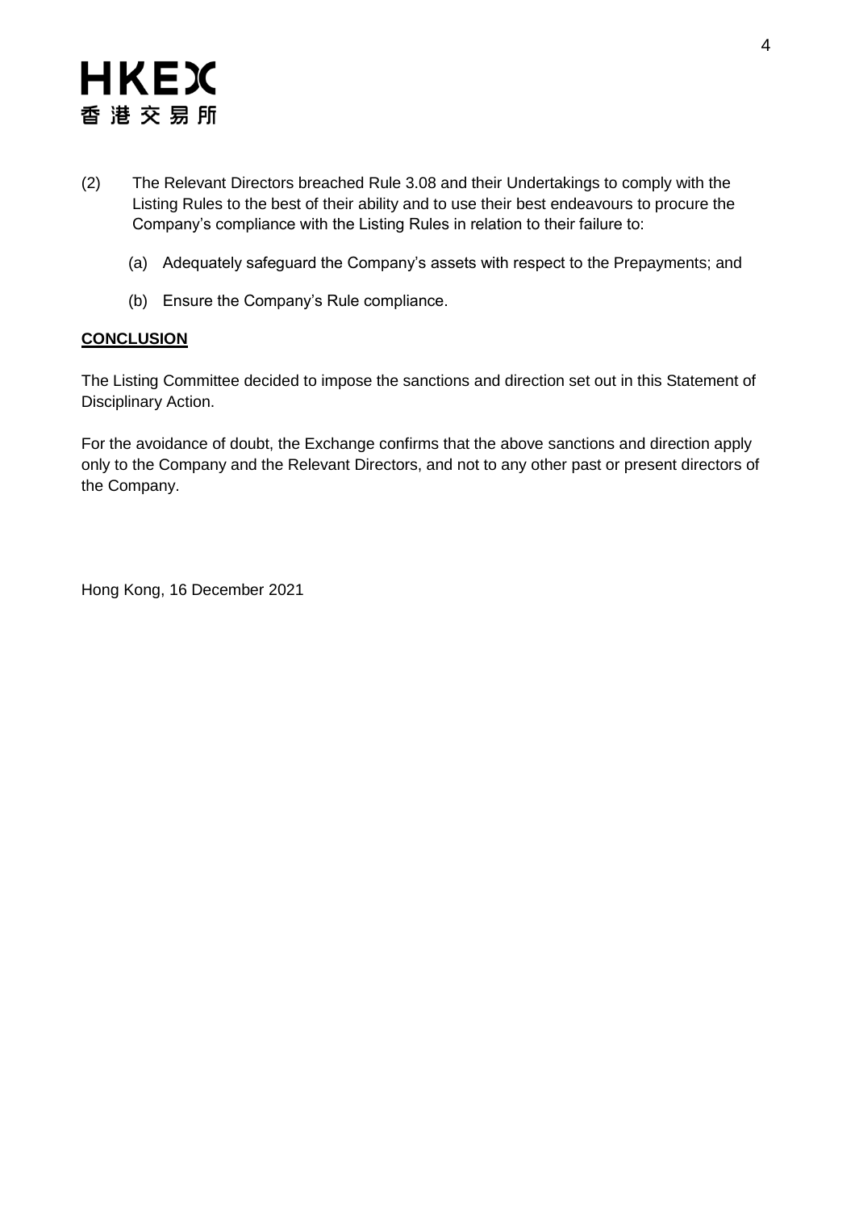(2) The Relevant Directors breached Rule 3.08 and their Undertakings to comply with the Listing Rules to the best of their ability and to use their best endeavours to procure the Company's compliance with the Listing Rules in relation to their failure to:

   (a) Adequately safeguard the Company's assets with respect to the Prepayments; and

   (b) Ensure the Company's Rule compliance.

## **CONCLUSION**

The Listing Committee decided to impose the sanctions and direction set out in this Statement of Disciplinary Action.

For the avoidance of doubt, the Exchange confirms that the above sanctions and direction apply only to the Company and the Relevant Directors, and not to any other past or present directors of the Company.

Hong Kong, 16 December 2021